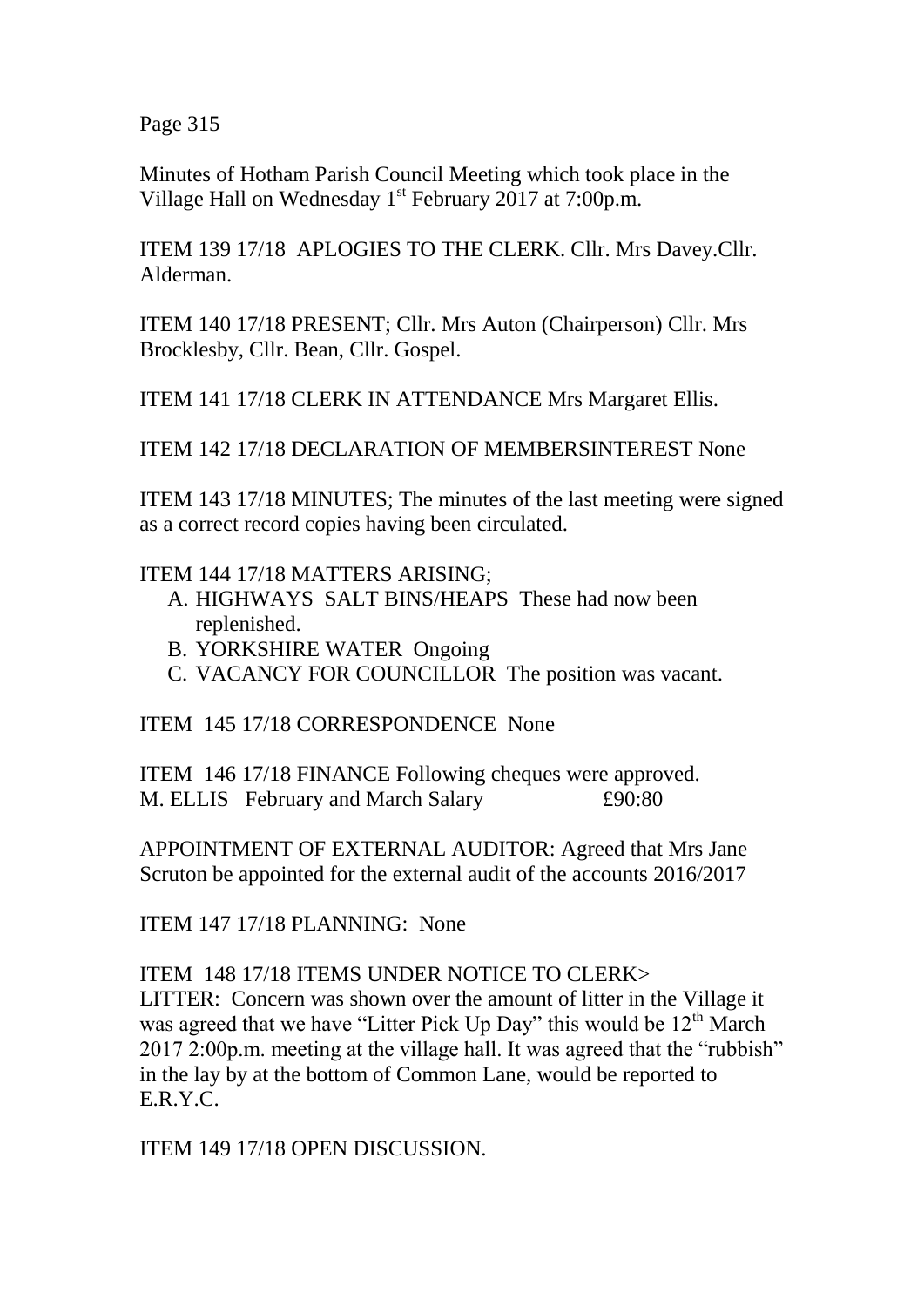Minutes of Hotham Parish Council Meeting which took place in the Village Hall on Wednesday 1st February 2017 at 7:00p.m.

ITEM 139 17/18 APLOGIES TO THE CLERK. Cllr. Mrs Davey.Cllr. Alderman.

ITEM 140 17/18 PRESENT; Cllr. Mrs Auton (Chairperson) Cllr. Mrs Brocklesby, Cllr. Bean, Cllr. Gospel.

ITEM 141 17/18 CLERK IN ATTENDANCE Mrs Margaret Ellis.

ITEM 142 17/18 DECLARATION OF MEMBERSINTEREST None

ITEM 143 17/18 MINUTES; The minutes of the last meeting were signed as a correct record copies having been circulated.

ITEM 144 17/18 MATTERS ARISING;

A. HIGHWAYS SALT BINS/HEAPS These had now been replenished.
B. YORKSHIRE WATER Ongoing
C. VACANCY FOR COUNCILLOR The position was vacant.

ITEM 145 17/18 CORRESPONDENCE None

ITEM 146 17/18 FINANCE Following cheques were approved.
M. ELLIS February and March Salary £90:80

APPOINTMENT OF EXTERNAL AUDITOR: Agreed that Mrs Jane Scruton be appointed for the external audit of the accounts 2016/2017

ITEM 147 17/18 PLANNING: None

ITEM 148 17/18 ITEMS UNDER NOTICE TO CLERK>
LITTER: Concern was shown over the amount of litter in the Village it was agreed that we have "Litter Pick Up Day" this would be 12th March 2017 2:00p.m. meeting at the village hall. It was agreed that the "rubbish" in the lay by at the bottom of Common Lane, would be reported to E.R.Y.C.

ITEM 149 17/18 OPEN DISCUSSION.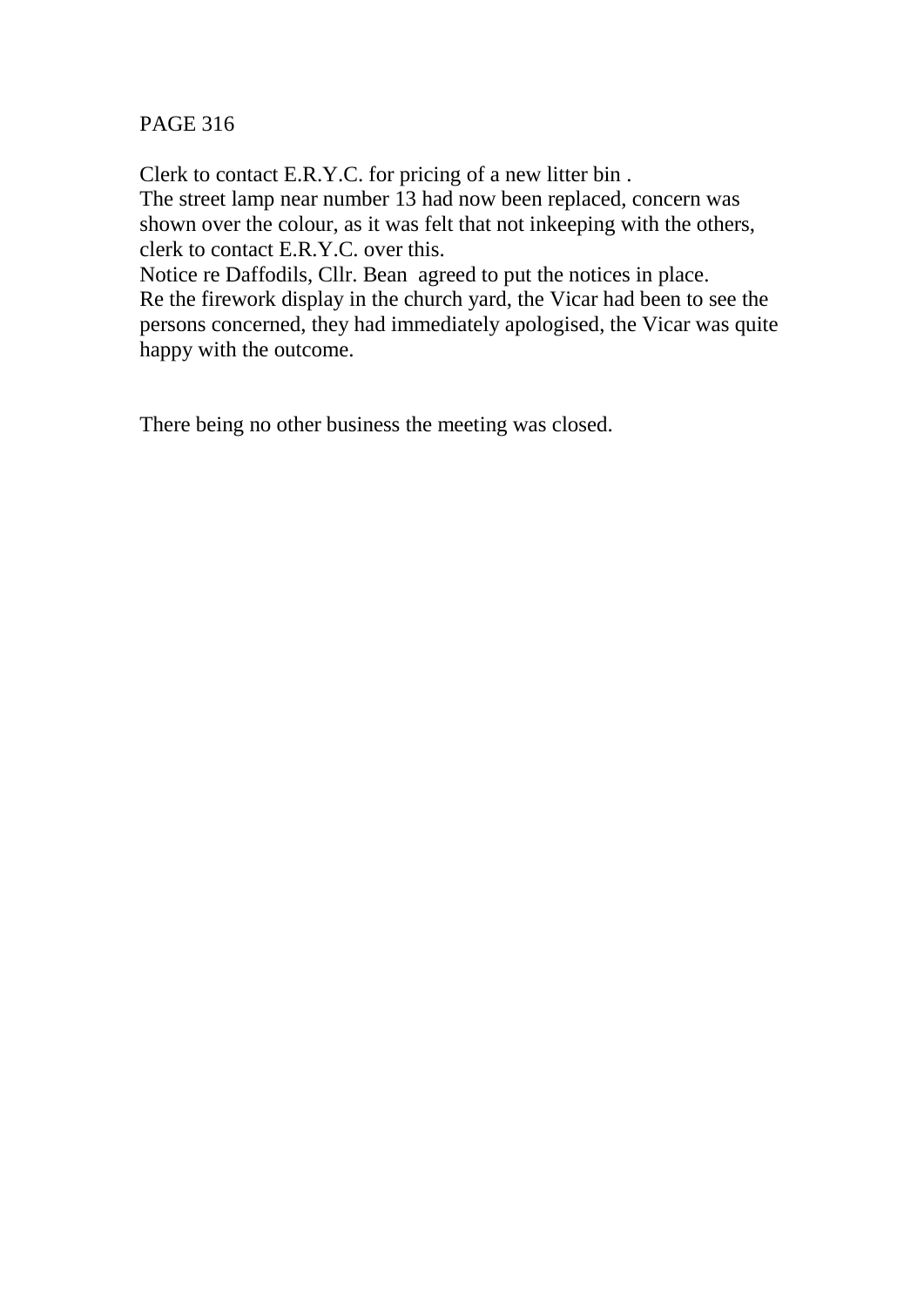Clerk to contact E.R.Y.C. for pricing of a new litter bin .
The street lamp near number 13 had now been replaced, concern was shown over the colour, as it was felt that not inkeeping with the others, clerk to contact E.R.Y.C. over this.
Notice re Daffodils, Cllr. Bean agreed to put the notices in place.
Re the firework display in the church yard, the Vicar had been to see the persons concerned, they had immediately apologised, the Vicar was quite happy with the outcome.

There being no other business the meeting was closed.